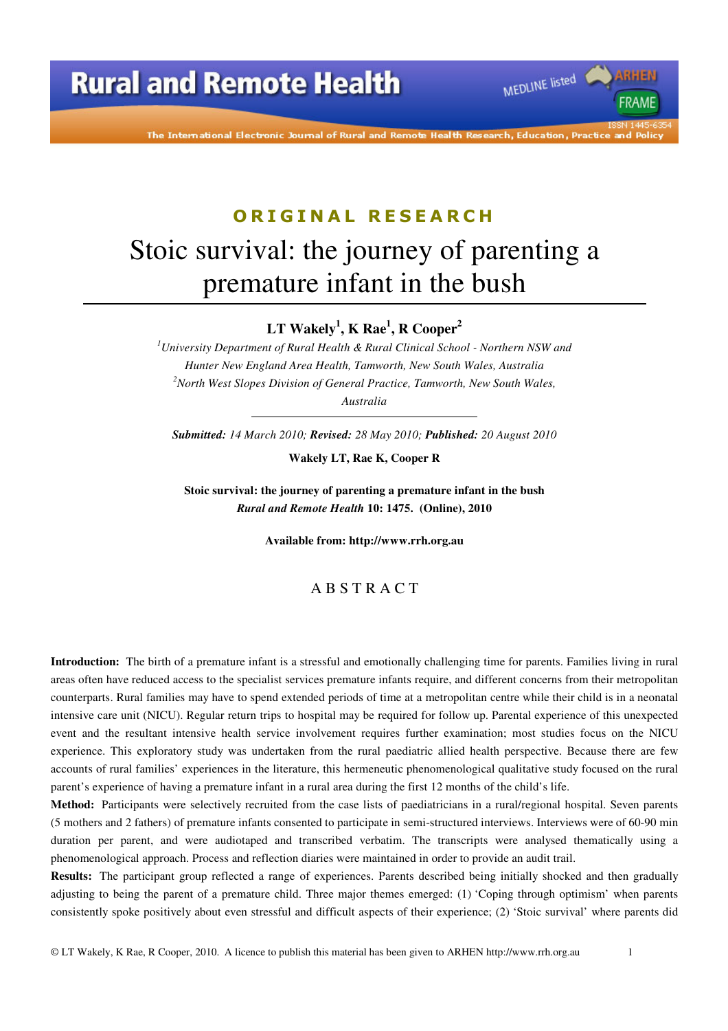ORIGINAL RESEARCH

# Stoic survival: the journey of parenting a premature infant in the bush

**LT Wakely[1], K Rae[1], R Cooper[2]**

*[1]University Department of Rural Health & Rural Clinical School - Northern NSW and Hunter New England Area Health, Tamworth, New South Wales, Australia*
*[2]North West Slopes Division of General Practice, Tamworth, New South Wales, Australia*

***Submitted:** 14 March 2010; **Revised:** 28 May 2010; **Published:** 20 August 2010*

**Wakely LT, Rae K, Cooper R**

**Stoic survival: the journey of parenting a premature infant in the bush**
***Rural and Remote Health* 10: 1475. (Online), 2010**

**Available from: http://www.rrh.org.au**

## ABSTRACT

**Introduction:** The birth of a premature infant is a stressful and emotionally challenging time for parents. Families living in rural areas often have reduced access to the specialist services premature infants require, and different concerns from their metropolitan counterparts. Rural families may have to spend extended periods of time at a metropolitan centre while their child is in a neonatal intensive care unit (NICU). Regular return trips to hospital may be required for follow up. Parental experience of this unexpected event and the resultant intensive health service involvement requires further examination; most studies focus on the NICU experience. This exploratory study was undertaken from the rural paediatric allied health perspective. Because there are few accounts of rural families' experiences in the literature, this hermeneutic phenomenological qualitative study focused on the rural parent's experience of having a premature infant in a rural area during the first 12 months of the child's life.

**Method:** Participants were selectively recruited from the case lists of paediatricians in a rural/regional hospital. Seven parents (5 mothers and 2 fathers) of premature infants consented to participate in semi-structured interviews. Interviews were of 60-90 min duration per parent, and were audiotaped and transcribed verbatim. The transcripts were analysed thematically using a phenomenological approach. Process and reflection diaries were maintained in order to provide an audit trail.

**Results:** The participant group reflected a range of experiences. Parents described being initially shocked and then gradually adjusting to being the parent of a premature child. Three major themes emerged: (1) 'Coping through optimism' when parents consistently spoke positively about even stressful and difficult aspects of their experience; (2) 'Stoic survival' where parents did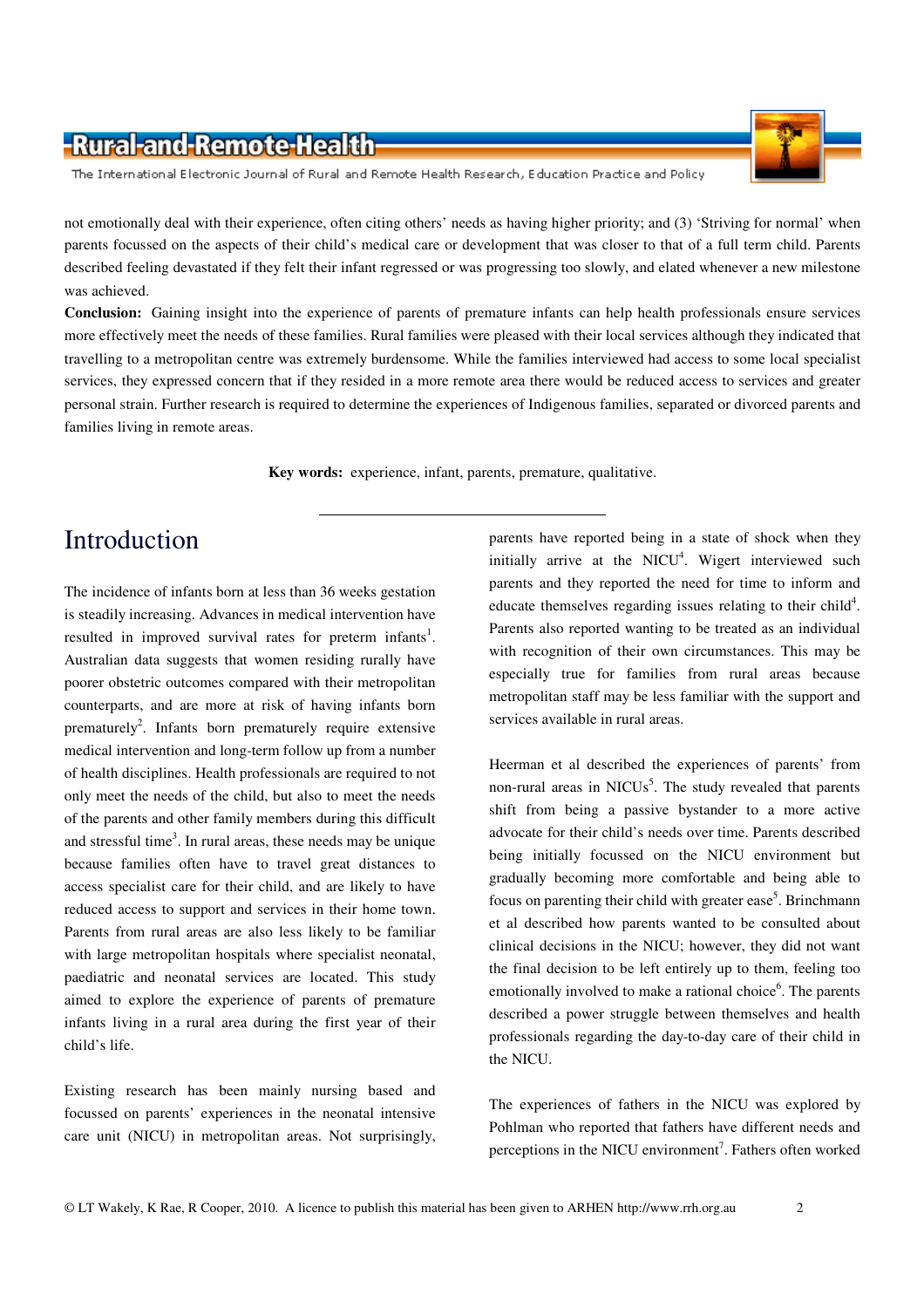not emotionally deal with their experience, often citing others' needs as having higher priority; and (3) 'Striving for normal' when parents focussed on the aspects of their child's medical care or development that was closer to that of a full term child. Parents described feeling devastated if they felt their infant regressed or was progressing too slowly, and elated whenever a new milestone was achieved.

**Conclusion:** Gaining insight into the experience of parents of premature infants can help health professionals ensure services more effectively meet the needs of these families. Rural families were pleased with their local services although they indicated that travelling to a metropolitan centre was extremely burdensome. While the families interviewed had access to some local specialist services, they expressed concern that if they resided in a more remote area there would be reduced access to services and greater personal strain. Further research is required to determine the experiences of Indigenous families, separated or divorced parents and families living in remote areas.

**Key words:** experience, infant, parents, premature, qualitative.

# Introduction

The incidence of infants born at less than 36 weeks gestation is steadily increasing. Advances in medical intervention have resulted in improved survival rates for preterm infants[1]. Australian data suggests that women residing rurally have poorer obstetric outcomes compared with their metropolitan counterparts, and are more at risk of having infants born prematurely[2]. Infants born prematurely require extensive medical intervention and long-term follow up from a number of health disciplines. Health professionals are required to not only meet the needs of the child, but also to meet the needs of the parents and other family members during this difficult and stressful time[3]. In rural areas, these needs may be unique because families often have to travel great distances to access specialist care for their child, and are likely to have reduced access to support and services in their home town. Parents from rural areas are also less likely to be familiar with large metropolitan hospitals where specialist neonatal, paediatric and neonatal services are located. This study aimed to explore the experience of parents of premature infants living in a rural area during the first year of their child's life.

Existing research has been mainly nursing based and focussed on parents' experiences in the neonatal intensive care unit (NICU) in metropolitan areas. Not surprisingly, parents have reported being in a state of shock when they initially arrive at the NICU[4]. Wigert interviewed such parents and they reported the need for time to inform and educate themselves regarding issues relating to their child[4]. Parents also reported wanting to be treated as an individual with recognition of their own circumstances. This may be especially true for families from rural areas because metropolitan staff may be less familiar with the support and services available in rural areas.

Heerman et al described the experiences of parents' from non-rural areas in NICUs[5]. The study revealed that parents shift from being a passive bystander to a more active advocate for their child's needs over time. Parents described being initially focussed on the NICU environment but gradually becoming more comfortable and being able to focus on parenting their child with greater ease[5]. Brinchmann et al described how parents wanted to be consulted about clinical decisions in the NICU; however, they did not want the final decision to be left entirely up to them, feeling too emotionally involved to make a rational choice[6]. The parents described a power struggle between themselves and health professionals regarding the day-to-day care of their child in the NICU.

The experiences of fathers in the NICU was explored by Pohlman who reported that fathers have different needs and perceptions in the NICU environment[7]. Fathers often worked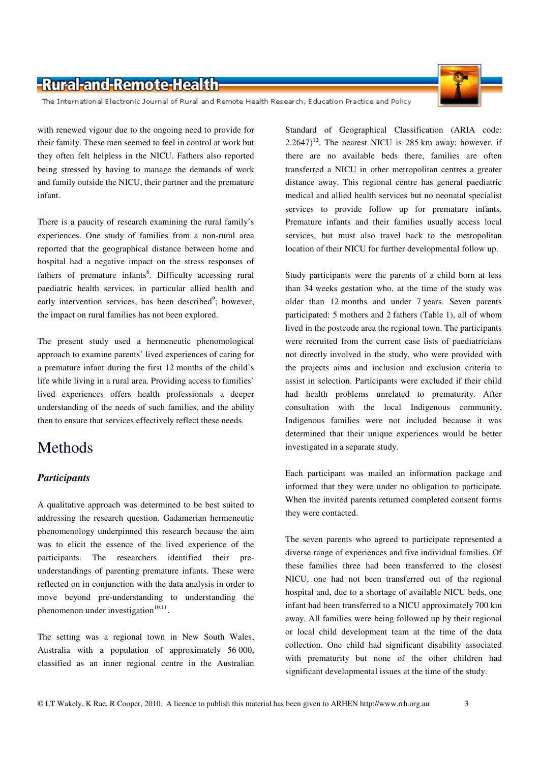with renewed vigour due to the ongoing need to provide for their family. These men seemed to feel in control at work but they often felt helpless in the NICU. Fathers also reported being stressed by having to manage the demands of work and family outside the NICU, their partner and the premature infant.

There is a paucity of research examining the rural family's experiences. One study of families from a non-rural area reported that the geographical distance between home and hospital had a negative impact on the stress responses of fathers of premature infants[8]. Difficulty accessing rural paediatric health services, in particular allied health and early intervention services, has been described[9]; however, the impact on rural families has not been explored.

The present study used a hermeneutic phenomenological approach to examine parents' lived experiences of caring for a premature infant during the first 12 months of the child's life while living in a rural area. Providing access to families' lived experiences offers health professionals a deeper understanding of the needs of such families, and the ability then to ensure that services effectively reflect these needs.

# Methods

### *Participants*

A qualitative approach was determined to be best suited to addressing the research question. Gadamerian hermeneutic phenomenology underpinned this research because the aim was to elicit the essence of the lived experience of the participants. The researchers identified their pre-understandings of parenting premature infants. These were reflected on in conjunction with the data analysis in order to move beyond pre-understanding to understanding the phenomenon under investigation[10,11].

The setting was a regional town in New South Wales, Australia with a population of approximately 56 000, classified as an inner regional centre in the Australian Standard of Geographical Classification (ARIA code: 2.2647)[12]. The nearest NICU is 285 km away; however, if there are no available beds there, families are often transferred a NICU in other metropolitan centres a greater distance away. This regional centre has general paediatric medical and allied health services but no neonatal specialist services to provide follow up for premature infants. Premature infants and their families usually access local services, but must also travel back to the metropolitan location of their NICU for further developmental follow up.

Study participants were the parents of a child born at less than 34 weeks gestation who, at the time of the study was older than 12 months and under 7 years. Seven parents participated: 5 mothers and 2 fathers (Table 1), all of whom lived in the postcode area the regional town. The participants were recruited from the current case lists of paediatricians not directly involved in the study, who were provided with the projects aims and inclusion and exclusion criteria to assist in selection. Participants were excluded if their child had health problems unrelated to prematurity. After consultation with the local Indigenous community, Indigenous families were not included because it was determined that their unique experiences would be better investigated in a separate study.

Each participant was mailed an information package and informed that they were under no obligation to participate. When the invited parents returned completed consent forms they were contacted.

The seven parents who agreed to participate represented a diverse range of experiences and five individual families. Of these families three had been transferred to the closest NICU, one had not been transferred out of the regional hospital and, due to a shortage of available NICU beds, one infant had been transferred to a NICU approximately 700 km away. All families were being followed up by their regional or local child development team at the time of the data collection. One child had significant disability associated with prematurity but none of the other children had significant developmental issues at the time of the study.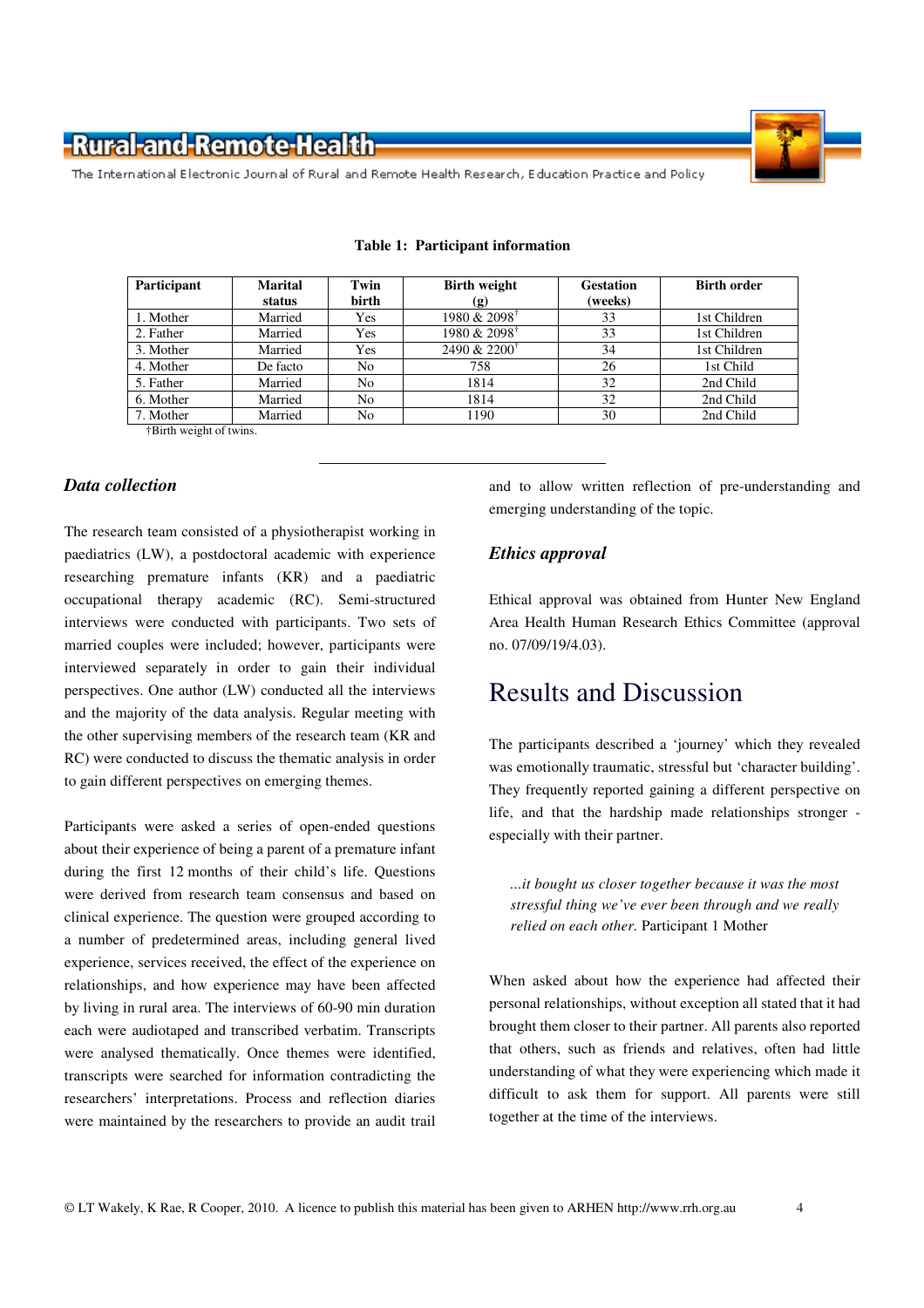**Table 1: Participant information**

| Participant | Marital status | Twin birth | Birth weight (g) | Gestation (weeks) | Birth order |
|---|---|---|---|---|---|
| 1. Mother | Married | Yes | 1980 & 2098† | 33 | 1st Children |
| 2. Father | Married | Yes | 1980 & 2098† | 33 | 1st Children |
| 3. Mother | Married | Yes | 2490 & 2200† | 34 | 1st Children |
| 4. Mother | De facto | No | 758 | 26 | 1st Child |
| 5. Father | Married | No | 1814 | 32 | 2nd Child |
| 6. Mother | Married | No | 1814 | 32 | 2nd Child |
| 7. Mother | Married | No | 1190 | 30 | 2nd Child |

†Birth weight of twins.

### *Data collection*

The research team consisted of a physiotherapist working in paediatrics (LW), a postdoctoral academic with experience researching premature infants (KR) and a paediatric occupational therapy academic (RC). Semi-structured interviews were conducted with participants. Two sets of married couples were included; however, participants were interviewed separately in order to gain their individual perspectives. One author (LW) conducted all the interviews and the majority of the data analysis. Regular meeting with the other supervising members of the research team (KR and RC) were conducted to discuss the thematic analysis in order to gain different perspectives on emerging themes.

Participants were asked a series of open-ended questions about their experience of being a parent of a premature infant during the first 12 months of their child's life. Questions were derived from research team consensus and based on clinical experience. The question were grouped according to a number of predetermined areas, including general lived experience, services received, the effect of the experience on relationships, and how experience may have been affected by living in rural area. The interviews of 60-90 min duration each were audiotaped and transcribed verbatim. Transcripts were analysed thematically. Once themes were identified, transcripts were searched for information contradicting the researchers' interpretations. Process and reflection diaries were maintained by the researchers to provide an audit trail and to allow written reflection of pre-understanding and emerging understanding of the topic.

### *Ethics approval*

Ethical approval was obtained from Hunter New England Area Health Human Research Ethics Committee (approval no. 07/09/19/4.03).

## Results and Discussion

The participants described a 'journey' which they revealed was emotionally traumatic, stressful but 'character building'. They frequently reported gaining a different perspective on life, and that the hardship made relationships stronger - especially with their partner.

> *...it bought us closer together because it was the most stressful thing we've ever been through and we really relied on each other.* Participant 1 Mother

When asked about how the experience had affected their personal relationships, without exception all stated that it had brought them closer to their partner. All parents also reported that others, such as friends and relatives, often had little understanding of what they were experiencing which made it difficult to ask them for support. All parents were still together at the time of the interviews.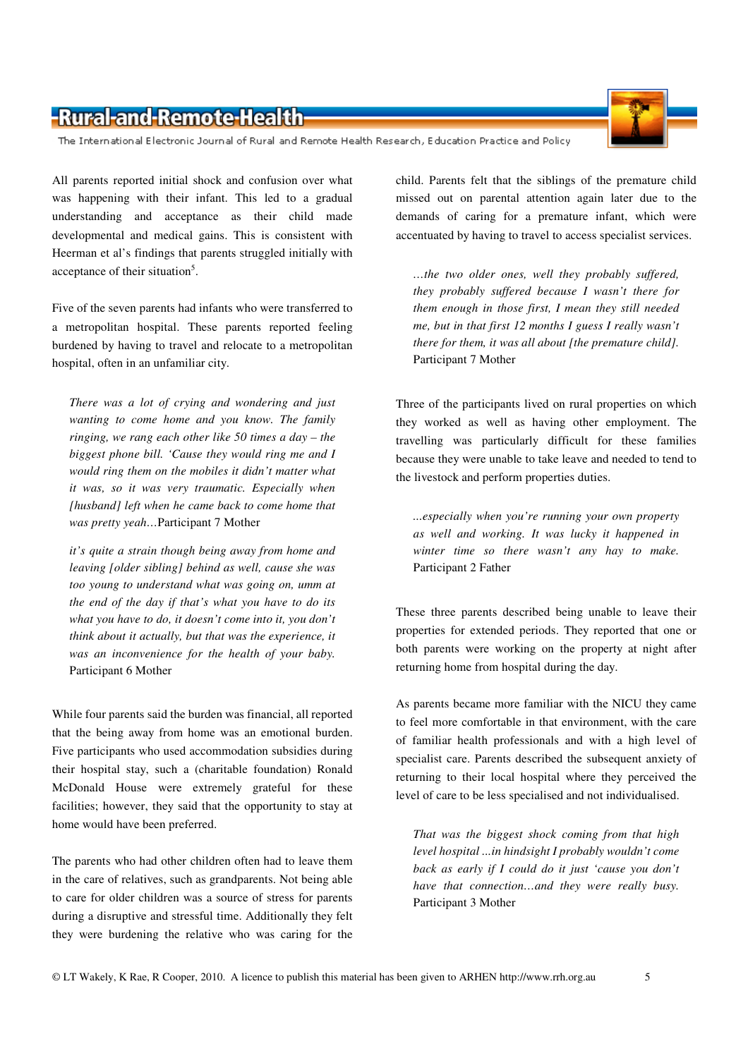All parents reported initial shock and confusion over what was happening with their infant. This led to a gradual understanding and acceptance as their child made developmental and medical gains. This is consistent with Heerman et al's findings that parents struggled initially with acceptance of their situation[5].

Five of the seven parents had infants who were transferred to a metropolitan hospital. These parents reported feeling burdened by having to travel and relocate to a metropolitan hospital, often in an unfamiliar city.

> *There was a lot of crying and wondering and just wanting to come home and you know. The family ringing, we rang each other like 50 times a day – the biggest phone bill. 'Cause they would ring me and I would ring them on the mobiles it didn't matter what it was, so it was very traumatic. Especially when [husband] left when he came back to come home that was pretty yeah…*Participant 7 Mother

> *it's quite a strain though being away from home and leaving [older sibling] behind as well, cause she was too young to understand what was going on, umm at the end of the day if that's what you have to do its what you have to do, it doesn't come into it, you don't think about it actually, but that was the experience, it was an inconvenience for the health of your baby.* Participant 6 Mother

While four parents said the burden was financial, all reported that the being away from home was an emotional burden. Five participants who used accommodation subsidies during their hospital stay, such a (charitable foundation) Ronald McDonald House were extremely grateful for these facilities; however, they said that the opportunity to stay at home would have been preferred.

The parents who had other children often had to leave them in the care of relatives, such as grandparents. Not being able to care for older children was a source of stress for parents during a disruptive and stressful time. Additionally they felt they were burdening the relative who was caring for the child. Parents felt that the siblings of the premature child missed out on parental attention again later due to the demands of caring for a premature infant, which were accentuated by having to travel to access specialist services.

> *…the two older ones, well they probably suffered, they probably suffered because I wasn't there for them enough in those first, I mean they still needed me, but in that first 12 months I guess I really wasn't there for them, it was all about [the premature child].* Participant 7 Mother

Three of the participants lived on rural properties on which they worked as well as having other employment. The travelling was particularly difficult for these families because they were unable to take leave and needed to tend to the livestock and perform properties duties.

> *…especially when you're running your own property as well and working. It was lucky it happened in winter time so there wasn't any hay to make.* Participant 2 Father

These three parents described being unable to leave their properties for extended periods. They reported that one or both parents were working on the property at night after returning home from hospital during the day.

As parents became more familiar with the NICU they came to feel more comfortable in that environment, with the care of familiar health professionals and with a high level of specialist care. Parents described the subsequent anxiety of returning to their local hospital where they perceived the level of care to be less specialised and not individualised.

> *That was the biggest shock coming from that high level hospital ...in hindsight I probably wouldn't come back as early if I could do it just 'cause you don't have that connection…and they were really busy.* Participant 3 Mother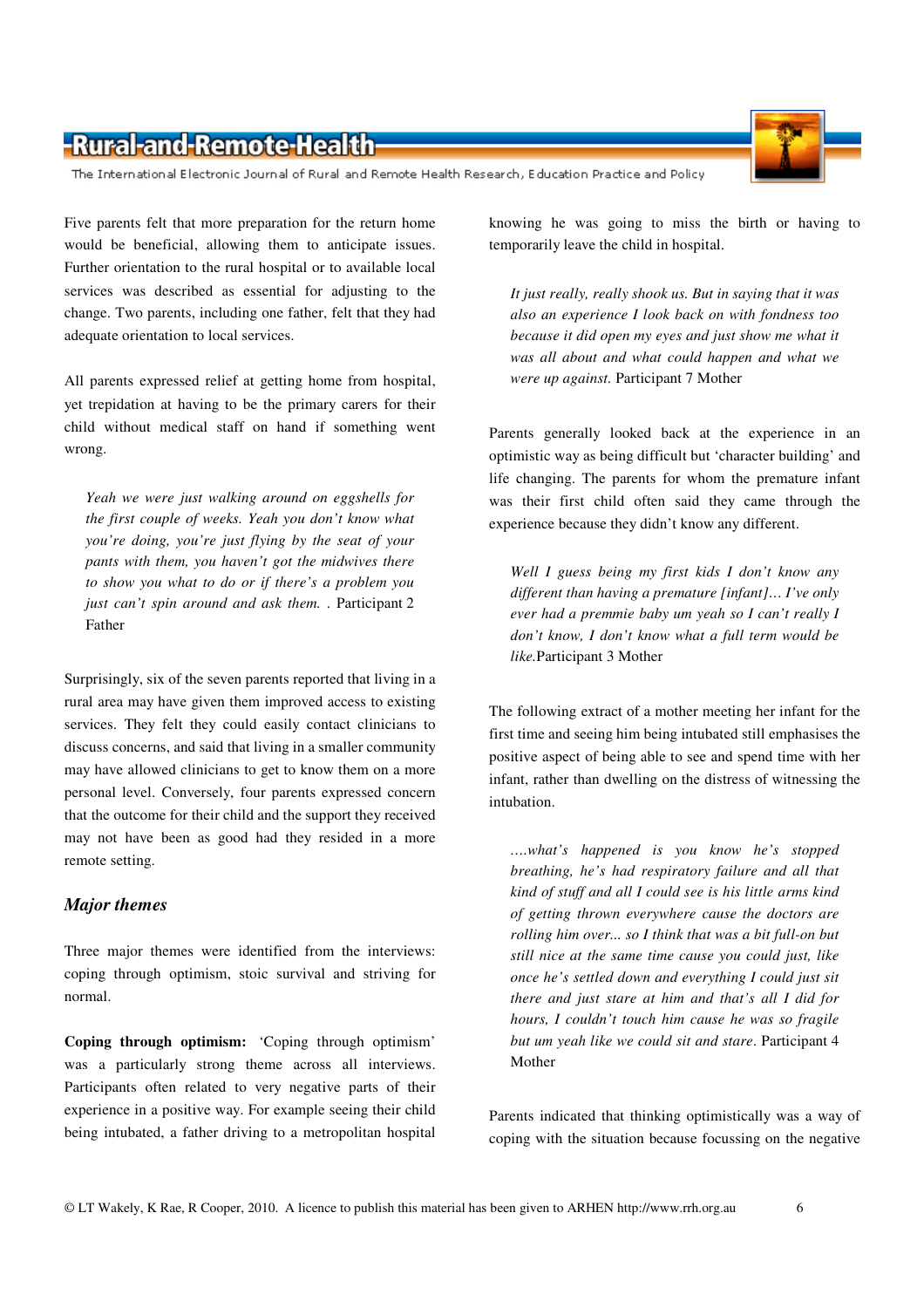Five parents felt that more preparation for the return home would be beneficial, allowing them to anticipate issues. Further orientation to the rural hospital or to available local services was described as essential for adjusting to the change. Two parents, including one father, felt that they had adequate orientation to local services.

All parents expressed relief at getting home from hospital, yet trepidation at having to be the primary carers for their child without medical staff on hand if something went wrong.

> *Yeah we were just walking around on eggshells for the first couple of weeks. Yeah you don't know what you're doing, you're just flying by the seat of your pants with them, you haven't got the midwives there to show you what to do or if there's a problem you just can't spin around and ask them.* . Participant 2 Father

Surprisingly, six of the seven parents reported that living in a rural area may have given them improved access to existing services. They felt they could easily contact clinicians to discuss concerns, and said that living in a smaller community may have allowed clinicians to get to know them on a more personal level. Conversely, four parents expressed concern that the outcome for their child and the support they received may not have been as good had they resided in a more remote setting.

### *Major themes*

Three major themes were identified from the interviews: coping through optimism, stoic survival and striving for normal.

**Coping through optimism:** 'Coping through optimism' was a particularly strong theme across all interviews. Participants often related to very negative parts of their experience in a positive way. For example seeing their child being intubated, a father driving to a metropolitan hospital knowing he was going to miss the birth or having to temporarily leave the child in hospital.

> *It just really, really shook us. But in saying that it was also an experience I look back on with fondness too because it did open my eyes and just show me what it was all about and what could happen and what we were up against.* Participant 7 Mother

Parents generally looked back at the experience in an optimistic way as being difficult but 'character building' and life changing. The parents for whom the premature infant was their first child often said they came through the experience because they didn't know any different.

> *Well I guess being my first kids I don't know any different than having a premature [infant]… I've only ever had a premmie baby um yeah so I can't really I don't know, I don't know what a full term would be like.*Participant 3 Mother

The following extract of a mother meeting her infant for the first time and seeing him being intubated still emphasises the positive aspect of being able to see and spend time with her infant, rather than dwelling on the distress of witnessing the intubation.

> *….what's happened is you know he's stopped breathing, he's had respiratory failure and all that kind of stuff and all I could see is his little arms kind of getting thrown everywhere cause the doctors are rolling him over... so I think that was a bit full-on but still nice at the same time cause you could just, like once he's settled down and everything I could just sit there and just stare at him and that's all I did for hours, I couldn't touch him cause he was so fragile but um yeah like we could sit and stare*. Participant 4 Mother

Parents indicated that thinking optimistically was a way of coping with the situation because focussing on the negative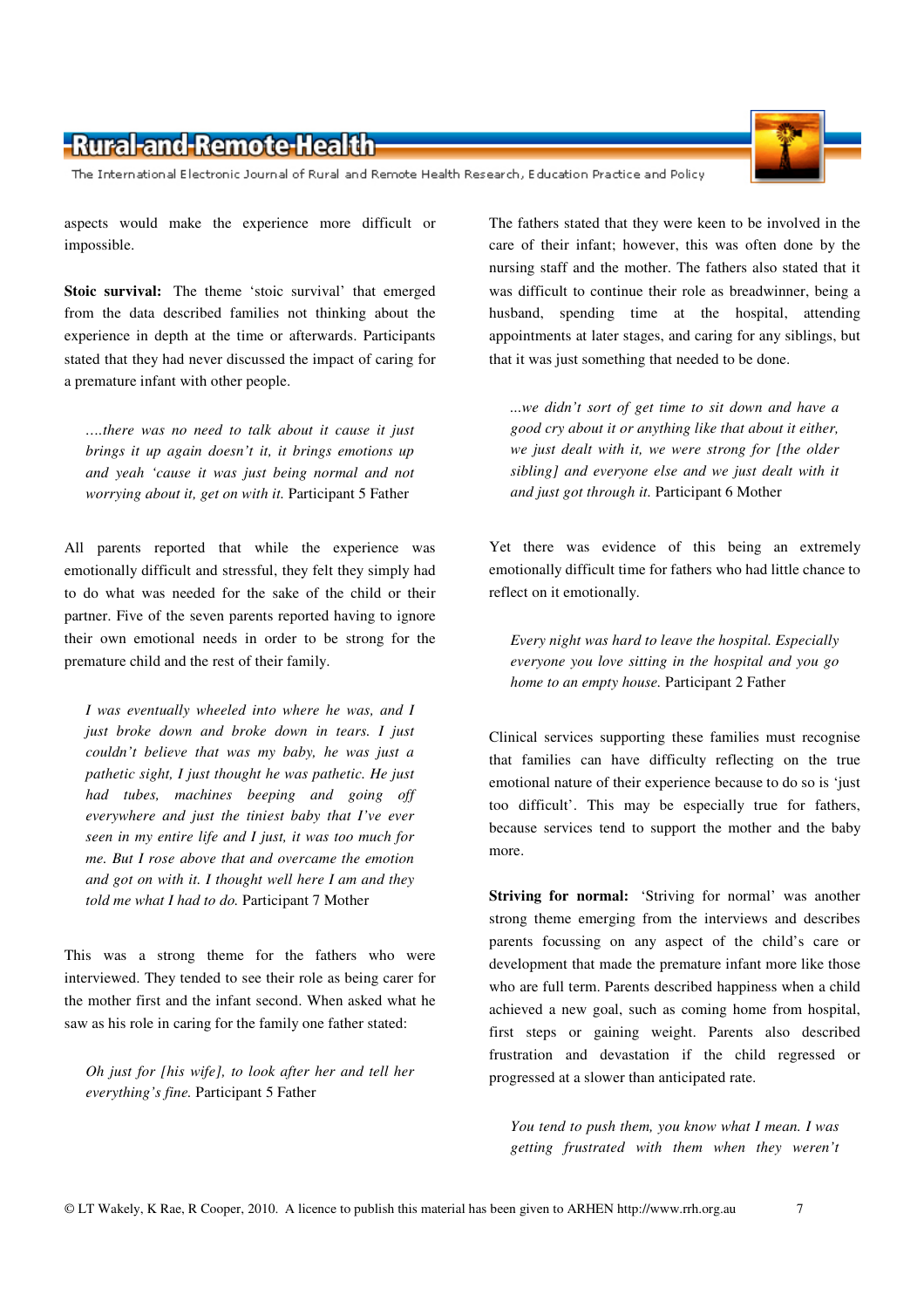aspects would make the experience more difficult or impossible.

**Stoic survival:** The theme 'stoic survival' that emerged from the data described families not thinking about the experience in depth at the time or afterwards. Participants stated that they had never discussed the impact of caring for a premature infant with other people.

> *….there was no need to talk about it cause it just brings it up again doesn't it, it brings emotions up and yeah 'cause it was just being normal and not worrying about it, get on with it.* Participant 5 Father

All parents reported that while the experience was emotionally difficult and stressful, they felt they simply had to do what was needed for the sake of the child or their partner. Five of the seven parents reported having to ignore their own emotional needs in order to be strong for the premature child and the rest of their family.

> *I was eventually wheeled into where he was, and I just broke down and broke down in tears. I just couldn't believe that was my baby, he was just a pathetic sight, I just thought he was pathetic. He just had tubes, machines beeping and going off everywhere and just the tiniest baby that I've ever seen in my entire life and I just, it was too much for me. But I rose above that and overcame the emotion and got on with it. I thought well here I am and they told me what I had to do.* Participant 7 Mother

This was a strong theme for the fathers who were interviewed. They tended to see their role as being carer for the mother first and the infant second. When asked what he saw as his role in caring for the family one father stated:

> *Oh just for [his wife], to look after her and tell her everything's fine.* Participant 5 Father

The fathers stated that they were keen to be involved in the care of their infant; however, this was often done by the nursing staff and the mother. The fathers also stated that it was difficult to continue their role as breadwinner, being a husband, spending time at the hospital, attending appointments at later stages, and caring for any siblings, but that it was just something that needed to be done.

> *...we didn't sort of get time to sit down and have a good cry about it or anything like that about it either, we just dealt with it, we were strong for [the older sibling] and everyone else and we just dealt with it and just got through it.* Participant 6 Mother

Yet there was evidence of this being an extremely emotionally difficult time for fathers who had little chance to reflect on it emotionally.

> *Every night was hard to leave the hospital. Especially everyone you love sitting in the hospital and you go home to an empty house.* Participant 2 Father

Clinical services supporting these families must recognise that families can have difficulty reflecting on the true emotional nature of their experience because to do so is 'just too difficult'. This may be especially true for fathers, because services tend to support the mother and the baby more.

**Striving for normal:** 'Striving for normal' was another strong theme emerging from the interviews and describes parents focussing on any aspect of the child's care or development that made the premature infant more like those who are full term. Parents described happiness when a child achieved a new goal, such as coming home from hospital, first steps or gaining weight. Parents also described frustration and devastation if the child regressed or progressed at a slower than anticipated rate.

> *You tend to push them, you know what I mean. I was getting frustrated with them when they weren't*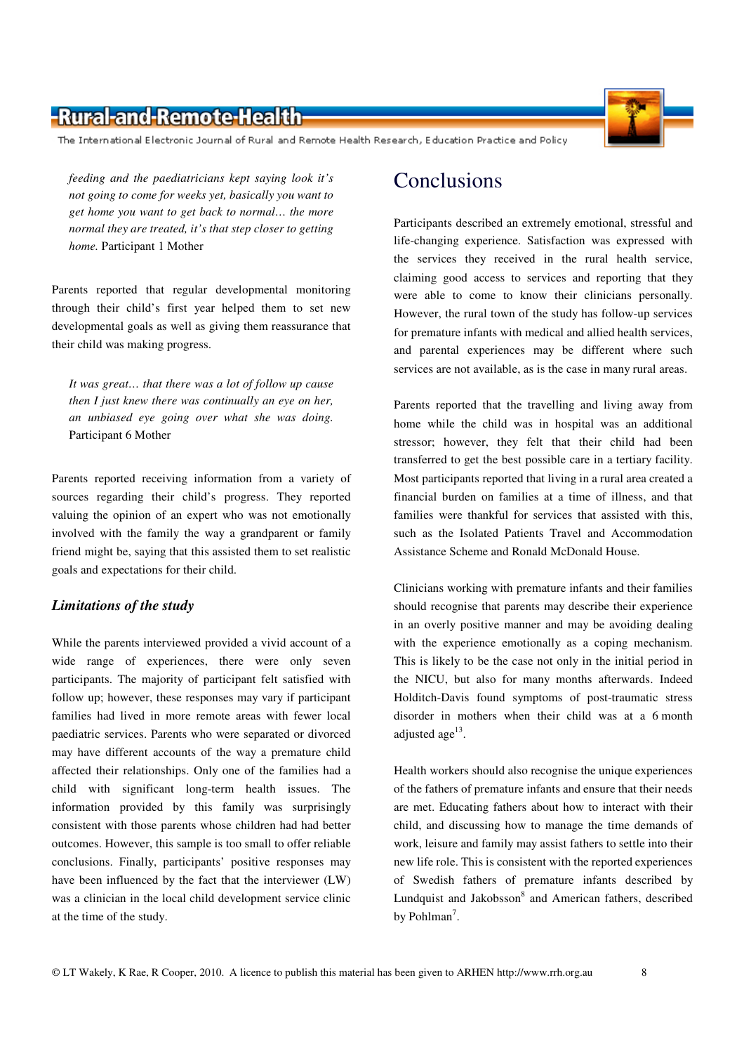*feeding and the paediatricians kept saying look it's not going to come for weeks yet, basically you want to get home you want to get back to normal… the more normal they are treated, it's that step closer to getting home.* Participant 1 Mother

Parents reported that regular developmental monitoring through their child's first year helped them to set new developmental goals as well as giving them reassurance that their child was making progress.

> *It was great… that there was a lot of follow up cause then I just knew there was continually an eye on her, an unbiased eye going over what she was doing.* Participant 6 Mother

Parents reported receiving information from a variety of sources regarding their child's progress. They reported valuing the opinion of an expert who was not emotionally involved with the family the way a grandparent or family friend might be, saying that this assisted them to set realistic goals and expectations for their child.

### *Limitations of the study*

While the parents interviewed provided a vivid account of a wide range of experiences, there were only seven participants. The majority of participant felt satisfied with follow up; however, these responses may vary if participant families had lived in more remote areas with fewer local paediatric services. Parents who were separated or divorced may have different accounts of the way a premature child affected their relationships. Only one of the families had a child with significant long-term health issues. The information provided by this family was surprisingly consistent with those parents whose children had had better outcomes. However, this sample is too small to offer reliable conclusions. Finally, participants' positive responses may have been influenced by the fact that the interviewer (LW) was a clinician in the local child development service clinic at the time of the study.

## Conclusions

Participants described an extremely emotional, stressful and life-changing experience. Satisfaction was expressed with the services they received in the rural health service, claiming good access to services and reporting that they were able to come to know their clinicians personally. However, the rural town of the study has follow-up services for premature infants with medical and allied health services, and parental experiences may be different where such services are not available, as is the case in many rural areas.

Parents reported that the travelling and living away from home while the child was in hospital was an additional stressor; however, they felt that their child had been transferred to get the best possible care in a tertiary facility. Most participants reported that living in a rural area created a financial burden on families at a time of illness, and that families were thankful for services that assisted with this, such as the Isolated Patients Travel and Accommodation Assistance Scheme and Ronald McDonald House.

Clinicians working with premature infants and their families should recognise that parents may describe their experience in an overly positive manner and may be avoiding dealing with the experience emotionally as a coping mechanism. This is likely to be the case not only in the initial period in the NICU, but also for many months afterwards. Indeed Holditch-Davis found symptoms of post-traumatic stress disorder in mothers when their child was at a 6 month adjusted age[13].

Health workers should also recognise the unique experiences of the fathers of premature infants and ensure that their needs are met. Educating fathers about how to interact with their child, and discussing how to manage the time demands of work, leisure and family may assist fathers to settle into their new life role. This is consistent with the reported experiences of Swedish fathers of premature infants described by Lundquist and Jakobsson[8] and American fathers, described by Pohlman[7].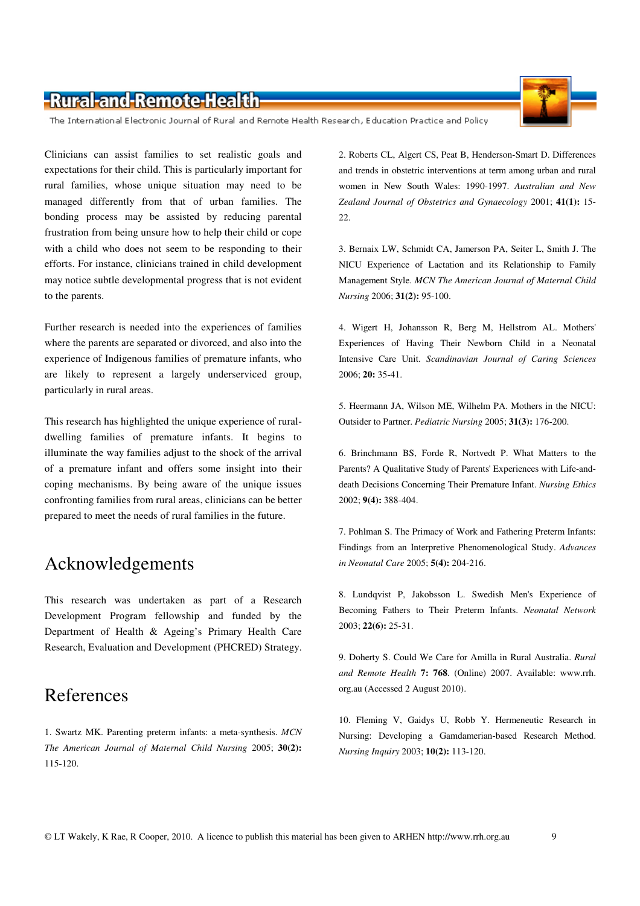Clinicians can assist families to set realistic goals and expectations for their child. This is particularly important for rural families, whose unique situation may need to be managed differently from that of urban families. The bonding process may be assisted by reducing parental frustration from being unsure how to help their child or cope with a child who does not seem to be responding to their efforts. For instance, clinicians trained in child development may notice subtle developmental progress that is not evident to the parents.

Further research is needed into the experiences of families where the parents are separated or divorced, and also into the experience of Indigenous families of premature infants, who are likely to represent a largely underserviced group, particularly in rural areas.

This research has highlighted the unique experience of rural-dwelling families of premature infants. It begins to illuminate the way families adjust to the shock of the arrival of a premature infant and offers some insight into their coping mechanisms. By being aware of the unique issues confronting families from rural areas, clinicians can be better prepared to meet the needs of rural families in the future.

## Acknowledgements

This research was undertaken as part of a Research Development Program fellowship and funded by the Department of Health & Ageing's Primary Health Care Research, Evaluation and Development (PHCRED) Strategy.

## References

1. Swartz MK. Parenting preterm infants: a meta-synthesis. *MCN The American Journal of Maternal Child Nursing* 2005; **30(2):** 115-120.

2. Roberts CL, Algert CS, Peat B, Henderson-Smart D. Differences and trends in obstetric interventions at term among urban and rural women in New South Wales: 1990-1997. *Australian and New Zealand Journal of Obstetrics and Gynaecology* 2001; **41(1):** 15-22.

3. Bernaix LW, Schmidt CA, Jamerson PA, Seiter L, Smith J. The NICU Experience of Lactation and its Relationship to Family Management Style. *MCN The American Journal of Maternal Child Nursing* 2006; **31(2):** 95-100.

4. Wigert H, Johansson R, Berg M, Hellstrom AL. Mothers' Experiences of Having Their Newborn Child in a Neonatal Intensive Care Unit. *Scandinavian Journal of Caring Sciences* 2006; **20:** 35-41.

5. Heermann JA, Wilson ME, Wilhelm PA. Mothers in the NICU: Outsider to Partner. *Pediatric Nursing* 2005; **31(3):** 176-200.

6. Brinchmann BS, Forde R, Nortvedt P. What Matters to the Parents? A Qualitative Study of Parents' Experiences with Life-and-death Decisions Concerning Their Premature Infant. *Nursing Ethics* 2002; **9(4):** 388-404.

7. Pohlman S. The Primacy of Work and Fathering Preterm Infants: Findings from an Interpretive Phenomenological Study. *Advances in Neonatal Care* 2005; **5(4):** 204-216.

8. Lundqvist P, Jakobsson L. Swedish Men's Experience of Becoming Fathers to Their Preterm Infants. *Neonatal Network* 2003; **22(6):** 25-31.

9. Doherty S. Could We Care for Amilla in Rural Australia. *Rural and Remote Health* **7: 768**. (Online) 2007. Available: www.rrh.org.au (Accessed 2 August 2010).

10. Fleming V, Gaidys U, Robb Y. Hermeneutic Research in Nursing: Developing a Gamdamerian-based Research Method. *Nursing Inquiry* 2003; **10(2):** 113-120.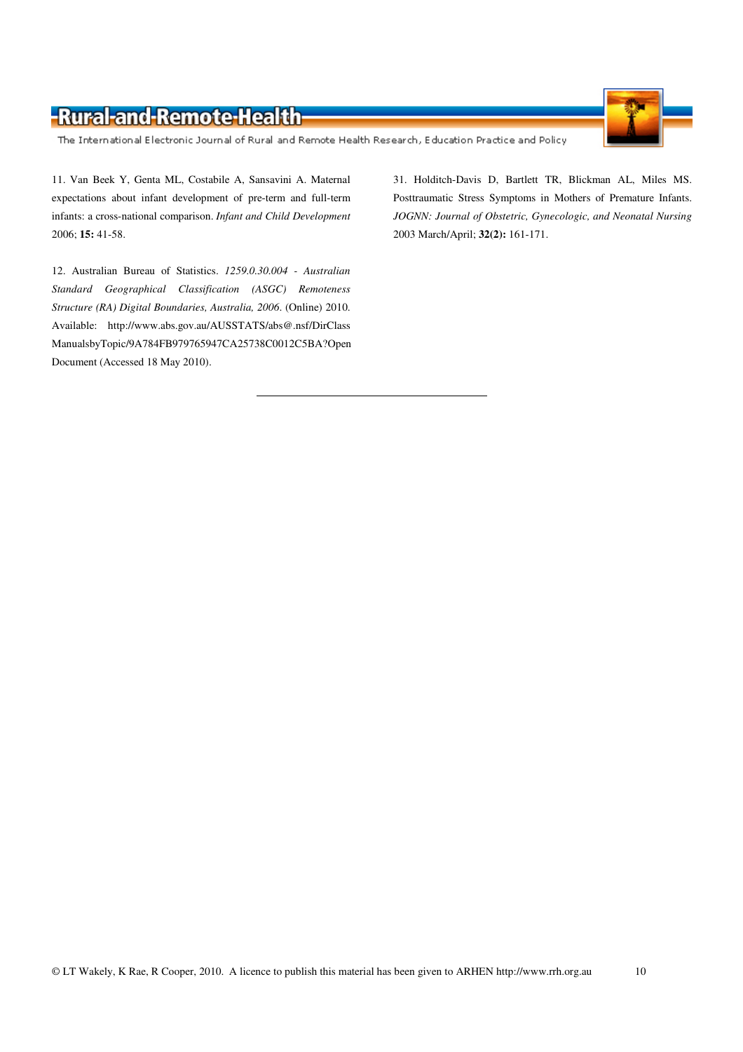11. Van Beek Y, Genta ML, Costabile A, Sansavini A. Maternal expectations about infant development of pre-term and full-term infants: a cross-national comparison. *Infant and Child Development* 2006; **15:** 41-58.

12. Australian Bureau of Statistics. *1259.0.30.004 - Australian Standard Geographical Classification (ASGC) Remoteness Structure (RA) Digital Boundaries, Australia, 2006*. (Online) 2010. Available: http://www.abs.gov.au/AUSSTATS/abs@.nsf/DirClassManualsbyTopic/9A784FB979765947CA25738C0012C5BA?OpenDocument (Accessed 18 May 2010).

31. Holditch-Davis D, Bartlett TR, Blickman AL, Miles MS. Posttraumatic Stress Symptoms in Mothers of Premature Infants. *JOGNN: Journal of Obstetric, Gynecologic, and Neonatal Nursing* 2003 March/April; **32(2):** 161-171.

---

© LT Wakely, K Rae, R Cooper, 2010. A licence to publish this material has been given to ARHEN http://www.rrh.org.au